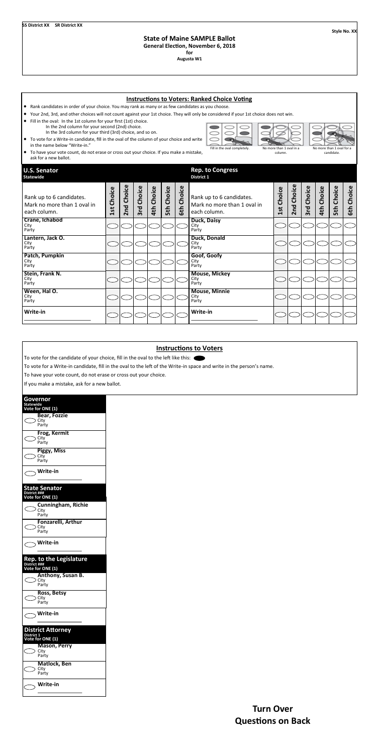SS District XX SR District XX

Style No. XX

# State of Maine SAMPLE Ballot

**General Election, November 6, 2018**

**for**

**Augusta W1**

## Instructions to Voters: Ranked Choice Voting

- Rank candidates in order of your choice. You may rank as many or as few candidates as you choose.
- Your 2nd, 3rd, and other choices will not count against your 1st choice. They will only be considered if your 1st choice does not win.
- Fill in the oval: In the 1st column for your first (1st) choice.
  In the 2nd column for your second (2nd) choice.
  In the 3rd column for your third (3rd) choice, and so on.
- To vote for a Write-in candidate, fill in the oval of the column of your choice and write in the name below "Write-in."
- To have your vote count, do not erase or cross out your choice. If you make a mistake, ask for a new ballot.

Fill in the oval completely. No more than 1 oval in a column. No more than 1 oval for a candidate.

### U.S. Senator
Statewide

| Rank up to 6 candidates. Mark no more than 1 oval in each column. | 1st Choice | 2nd Choice | 3rd Choice | 4th Choice | 5th Choice | 6th Choice |
|---|---|---|---|---|---|---|
| **Crane, Ichabod** City Party | ⬭ | ⬭ | ⬭ | ⬭ | ⬭ | ⬭ |
| **Lantern, Jack O.** City Party | ⬭ | ⬭ | ⬭ | ⬭ | ⬭ | ⬭ |
| **Patch, Pumpkin** City Party | ⬭ | ⬭ | ⬭ | ⬭ | ⬭ | ⬭ |
| **Stein, Frank N.** City Party | ⬭ | ⬭ | ⬭ | ⬭ | ⬭ | ⬭ |
| **Ween, Hal O.** City Party | ⬭ | ⬭ | ⬭ | ⬭ | ⬭ | ⬭ |
| **Write-in** ____________ | ⬭ | ⬭ | ⬭ | ⬭ | ⬭ | ⬭ |

### Rep. to Congress
District 1

| Rank up to 6 candidates. Mark no more than 1 oval in each column. | 1st Choice | 2nd Choice | 3rd Choice | 4th Choice | 5th Choice | 6th Choice |
|---|---|---|---|---|---|---|
| **Duck, Daisy** City Party | ⬭ | ⬭ | ⬭ | ⬭ | ⬭ | ⬭ |
| **Duck, Donald** City Party | ⬭ | ⬭ | ⬭ | ⬭ | ⬭ | ⬭ |
| **Goof, Goofy** City Party | ⬭ | ⬭ | ⬭ | ⬭ | ⬭ | ⬭ |
| **Mouse, Mickey** City Party | ⬭ | ⬭ | ⬭ | ⬭ | ⬭ | ⬭ |
| **Mouse, Minnie** City Party | ⬭ | ⬭ | ⬭ | ⬭ | ⬭ | ⬭ |
| **Write-in** ____________ | ⬭ | ⬭ | ⬭ | ⬭ | ⬭ | ⬭ |

## Instructions to Voters

To vote for the candidate of your choice, fill in the oval to the left like this: ⬬

To vote for a Write-in candidate, fill in the oval to the left of the Write-in space and write in the person's name.

To have your vote count, do not erase or cross out your choice.

If you make a mistake, ask for a new ballot.

### Governor
Statewide
Vote for ONE (1)

- ⬭ **Bear, Fozzie** City Party
- ⬭ **Frog, Kermit** City Party
- ⬭ **Piggy, Miss** City Party
- ⬭ **Write-in** ____________

### State Senator
District ###
Vote for ONE (1)

- ⬭ **Cunningham, Richie** City Party
- ⬭ **Fonzarelli, Arthur** City Party
- ⬭ **Write-in** ____________

### Rep. to the Legislature
District ###
Vote for ONE (1)

- ⬭ **Anthony, Susan B.** City Party
- ⬭ **Ross, Betsy** City Party
- ⬭ **Write-in** ____________

### District Attorney
District 1
Vote for ONE (1)

- ⬭ **Mason, Perry** City Party
- ⬭ **Matlock, Ben** City Party
- ⬭ **Write-in** ____________

**Turn Over**
**Questions on Back**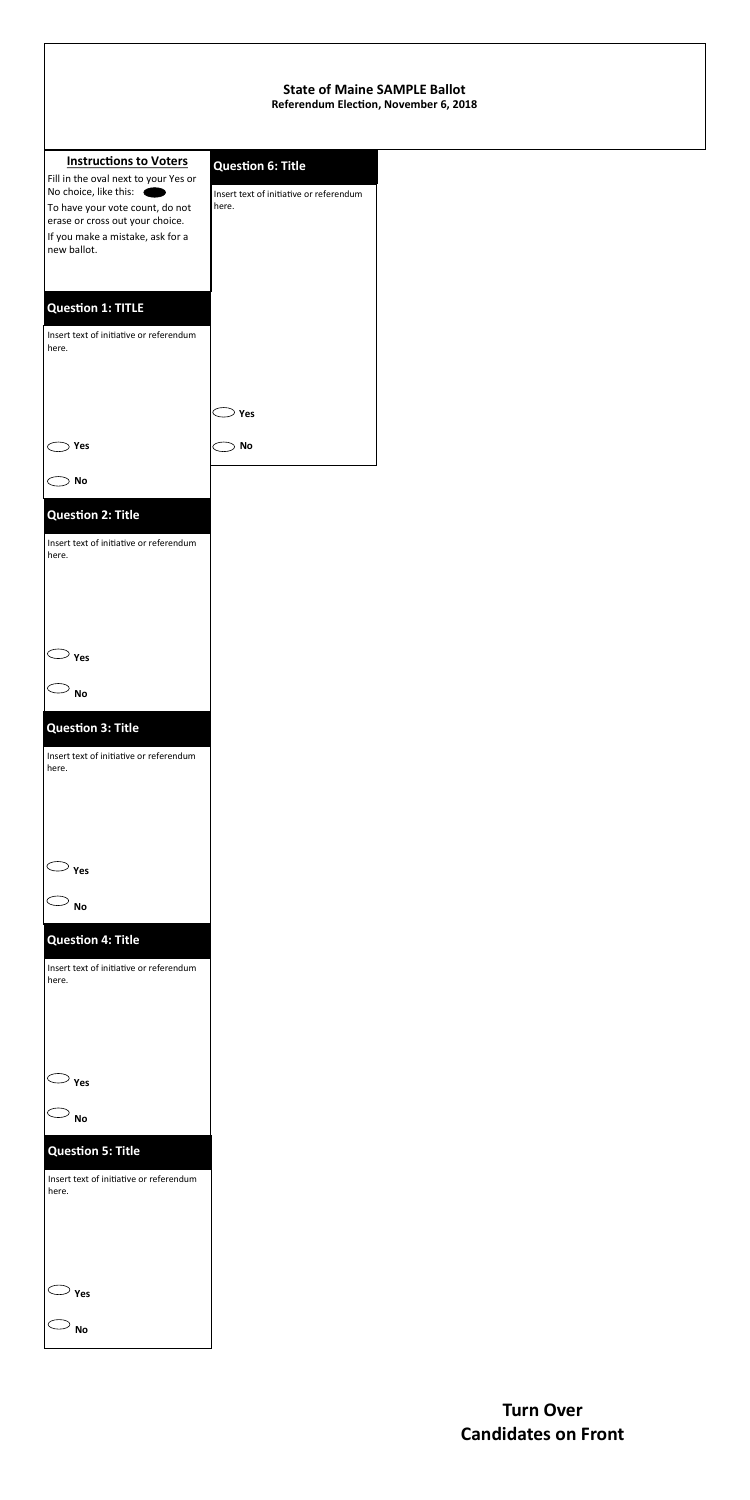**State of Maine SAMPLE Ballot**
**Referendum Election, November 6, 2018**

**Instructions to Voters**

Fill in the oval next to your Yes or No choice, like this: ⬬
To have your vote count, do not erase or cross out your choice.
If you make a mistake, ask for a new ballot.

**Question 1: TITLE**

Insert text of initiative or referendum here.

◯ **Yes**

◯ **No**

**Question 2: Title**

Insert text of initiative or referendum here.

◯ **Yes**

◯ **No**

**Question 3: Title**

Insert text of initiative or referendum here.

◯ **Yes**

◯ **No**

**Question 4: Title**

Insert text of initiative or referendum here.

◯ **Yes**

◯ **No**

**Question 5: Title**

Insert text of initiative or referendum here.

◯ **Yes**

◯ **No**

**Question 6: Title**

Insert text of initiative or referendum here.

◯ **Yes**

◯ **No**

**Turn Over**
**Candidates on Front**